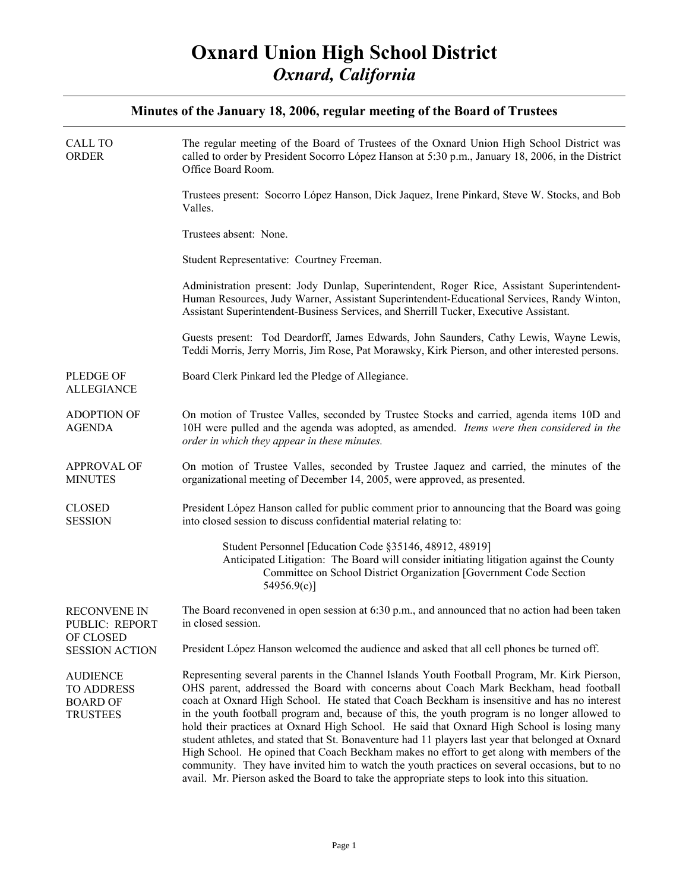# Oxnard Union High School District
## *Oxnard, California*

---

### Minutes of the January 18, 2006, regular meeting of the Board of Trustees

---

**CALL TO ORDER**

The regular meeting of the Board of Trustees of the Oxnard Union High School District was called to order by President Socorro López Hanson at 5:30 p.m., January 18, 2006, in the District Office Board Room.

Trustees present: Socorro López Hanson, Dick Jaquez, Irene Pinkard, Steve W. Stocks, and Bob Valles.

Trustees absent: None.

Student Representative: Courtney Freeman.

Administration present: Jody Dunlap, Superintendent, Roger Rice, Assistant Superintendent-Human Resources, Judy Warner, Assistant Superintendent-Educational Services, Randy Winton, Assistant Superintendent-Business Services, and Sherrill Tucker, Executive Assistant.

Guests present: Tod Deardorff, James Edwards, John Saunders, Cathy Lewis, Wayne Lewis, Teddi Morris, Jerry Morris, Jim Rose, Pat Morawsky, Kirk Pierson, and other interested persons.

**PLEDGE OF ALLEGIANCE**

Board Clerk Pinkard led the Pledge of Allegiance.

**ADOPTION OF AGENDA**

On motion of Trustee Valles, seconded by Trustee Stocks and carried, agenda items 10D and 10H were pulled and the agenda was adopted, as amended. *Items were then considered in the order in which they appear in these minutes.*

**APPROVAL OF MINUTES**

On motion of Trustee Valles, seconded by Trustee Jaquez and carried, the minutes of the organizational meeting of December 14, 2005, were approved, as presented.

**CLOSED SESSION**

President López Hanson called for public comment prior to announcing that the Board was going into closed session to discuss confidential material relating to:

> Student Personnel [Education Code §35146, 48912, 48919]
> Anticipated Litigation: The Board will consider initiating litigation against the County Committee on School District Organization [Government Code Section 54956.9(c)]

**RECONVENE IN PUBLIC: REPORT OF CLOSED SESSION ACTION**

The Board reconvened in open session at 6:30 p.m., and announced that no action had been taken in closed session.

President López Hanson welcomed the audience and asked that all cell phones be turned off.

**AUDIENCE TO ADDRESS BOARD OF TRUSTEES**

Representing several parents in the Channel Islands Youth Football Program, Mr. Kirk Pierson, OHS parent, addressed the Board with concerns about Coach Mark Beckham, head football coach at Oxnard High School. He stated that Coach Beckham is insensitive and has no interest in the youth football program and, because of this, the youth program is no longer allowed to hold their practices at Oxnard High School. He said that Oxnard High School is losing many student athletes, and stated that St. Bonaventure had 11 players last year that belonged at Oxnard High School. He opined that Coach Beckham makes no effort to get along with members of the community. They have invited him to watch the youth practices on several occasions, but to no avail. Mr. Pierson asked the Board to take the appropriate steps to look into this situation.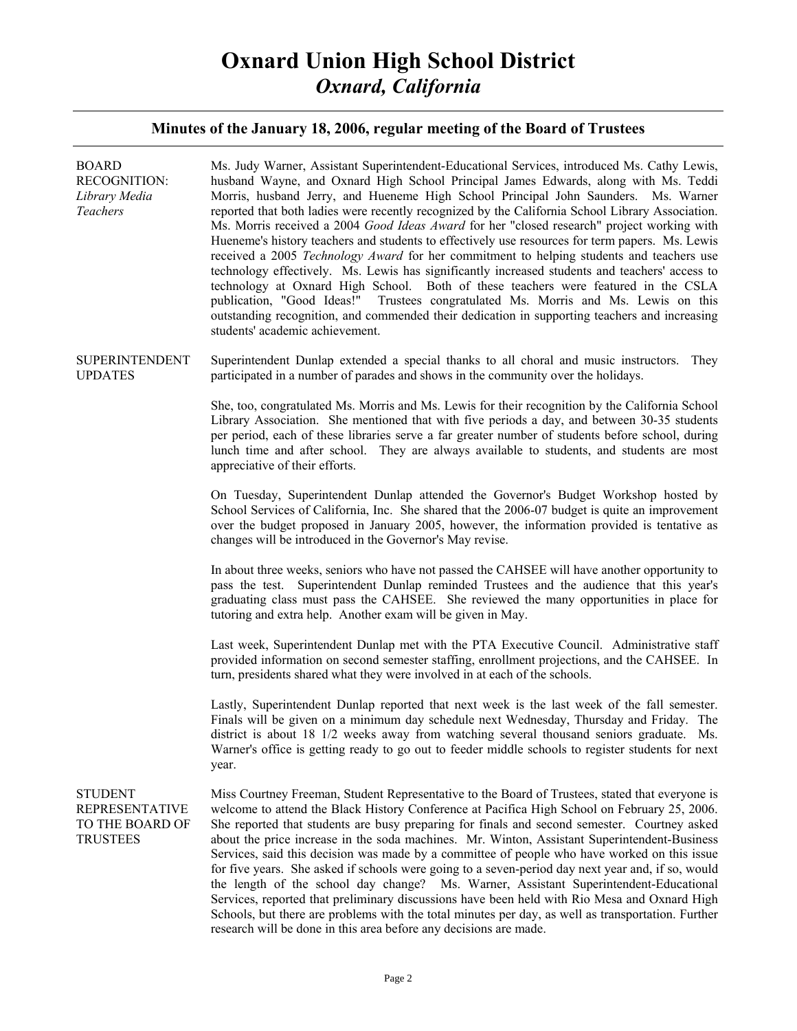# Oxnard Union High School District

## *Oxnard, California*

### Minutes of the January 18, 2006, regular meeting of the Board of Trustees

**BOARD RECOGNITION:** *Library Media Teachers*

Ms. Judy Warner, Assistant Superintendent-Educational Services, introduced Ms. Cathy Lewis, husband Wayne, and Oxnard High School Principal James Edwards, along with Ms. Teddi Morris, husband Jerry, and Hueneme High School Principal John Saunders. Ms. Warner reported that both ladies were recently recognized by the California School Library Association. Ms. Morris received a 2004 *Good Ideas Award* for her "closed research" project working with Hueneme's history teachers and students to effectively use resources for term papers. Ms. Lewis received a 2005 *Technology Award* for her commitment to helping students and teachers use technology effectively. Ms. Lewis has significantly increased students and teachers' access to technology at Oxnard High School. Both of these teachers were featured in the CSLA publication, "Good Ideas!" Trustees congratulated Ms. Morris and Ms. Lewis on this outstanding recognition, and commended their dedication in supporting teachers and increasing students' academic achievement.

**SUPERINTENDENT UPDATES**

Superintendent Dunlap extended a special thanks to all choral and music instructors. They participated in a number of parades and shows in the community over the holidays.

She, too, congratulated Ms. Morris and Ms. Lewis for their recognition by the California School Library Association. She mentioned that with five periods a day, and between 30-35 students per period, each of these libraries serve a far greater number of students before school, during lunch time and after school. They are always available to students, and students are most appreciative of their efforts.

On Tuesday, Superintendent Dunlap attended the Governor's Budget Workshop hosted by School Services of California, Inc. She shared that the 2006-07 budget is quite an improvement over the budget proposed in January 2005, however, the information provided is tentative as changes will be introduced in the Governor's May revise.

In about three weeks, seniors who have not passed the CAHSEE will have another opportunity to pass the test. Superintendent Dunlap reminded Trustees and the audience that this year's graduating class must pass the CAHSEE. She reviewed the many opportunities in place for tutoring and extra help. Another exam will be given in May.

Last week, Superintendent Dunlap met with the PTA Executive Council. Administrative staff provided information on second semester staffing, enrollment projections, and the CAHSEE. In turn, presidents shared what they were involved in at each of the schools.

Lastly, Superintendent Dunlap reported that next week is the last week of the fall semester. Finals will be given on a minimum day schedule next Wednesday, Thursday and Friday. The district is about 18 1/2 weeks away from watching several thousand seniors graduate. Ms. Warner's office is getting ready to go out to feeder middle schools to register students for next year.

**STUDENT REPRESENTATIVE TO THE BOARD OF TRUSTEES**

Miss Courtney Freeman, Student Representative to the Board of Trustees, stated that everyone is welcome to attend the Black History Conference at Pacifica High School on February 25, 2006. She reported that students are busy preparing for finals and second semester. Courtney asked about the price increase in the soda machines. Mr. Winton, Assistant Superintendent-Business Services, said this decision was made by a committee of people who have worked on this issue for five years. She asked if schools were going to a seven-period day next year and, if so, would the length of the school day change? Ms. Warner, Assistant Superintendent-Educational Services, reported that preliminary discussions have been held with Rio Mesa and Oxnard High Schools, but there are problems with the total minutes per day, as well as transportation. Further research will be done in this area before any decisions are made.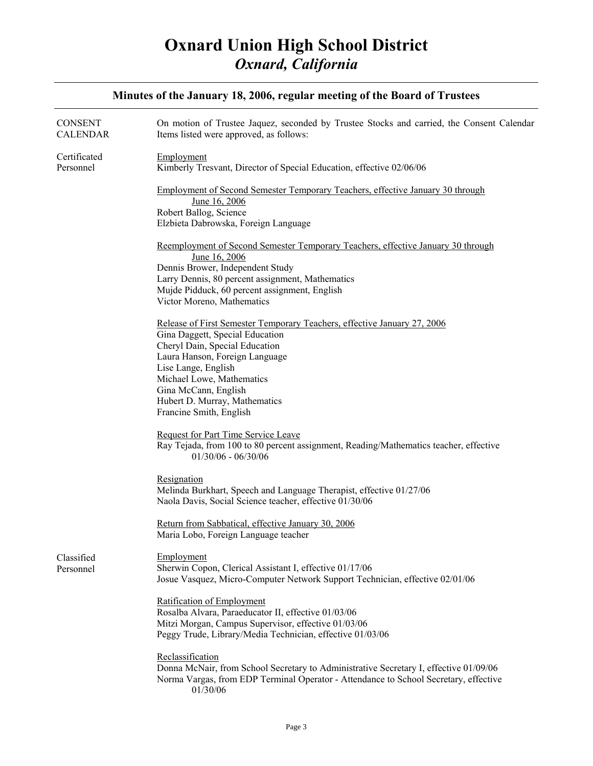# Oxnard Union High School District

## *Oxnard, California*

### Minutes of the January 18, 2006, regular meeting of the Board of Trustees

**CONSENT CALENDAR**

On motion of Trustee Jaquez, seconded by Trustee Stocks and carried, the Consent Calendar Items listed were approved, as follows:

**Certificated Personnel**

Employment
Kimberly Tresvant, Director of Special Education, effective 02/06/06

Employment of Second Semester Temporary Teachers, effective January 30 through June 16, 2006
Robert Ballog, Science
Elzbieta Dabrowska, Foreign Language

Reemployment of Second Semester Temporary Teachers, effective January 30 through June 16, 2006
Dennis Brower, Independent Study
Larry Dennis, 80 percent assignment, Mathematics
Mujde Pidduck, 60 percent assignment, English
Victor Moreno, Mathematics

Release of First Semester Temporary Teachers, effective January 27, 2006
Gina Daggett, Special Education
Cheryl Dain, Special Education
Laura Hanson, Foreign Language
Lise Lange, English
Michael Lowe, Mathematics
Gina McCann, English
Hubert D. Murray, Mathematics
Francine Smith, English

Request for Part Time Service Leave
Ray Tejada, from 100 to 80 percent assignment, Reading/Mathematics teacher, effective 01/30/06 - 06/30/06

Resignation
Melinda Burkhart, Speech and Language Therapist, effective 01/27/06
Naola Davis, Social Science teacher, effective 01/30/06

Return from Sabbatical, effective January 30, 2006
Maria Lobo, Foreign Language teacher

**Classified Personnel**

Employment
Sherwin Copon, Clerical Assistant I, effective 01/17/06
Josue Vasquez, Micro-Computer Network Support Technician, effective 02/01/06

Ratification of Employment
Rosalba Alvara, Paraeducator II, effective 01/03/06
Mitzi Morgan, Campus Supervisor, effective 01/03/06
Peggy Trude, Library/Media Technician, effective 01/03/06

Reclassification
Donna McNair, from School Secretary to Administrative Secretary I, effective 01/09/06
Norma Vargas, from EDP Terminal Operator - Attendance to School Secretary, effective 01/30/06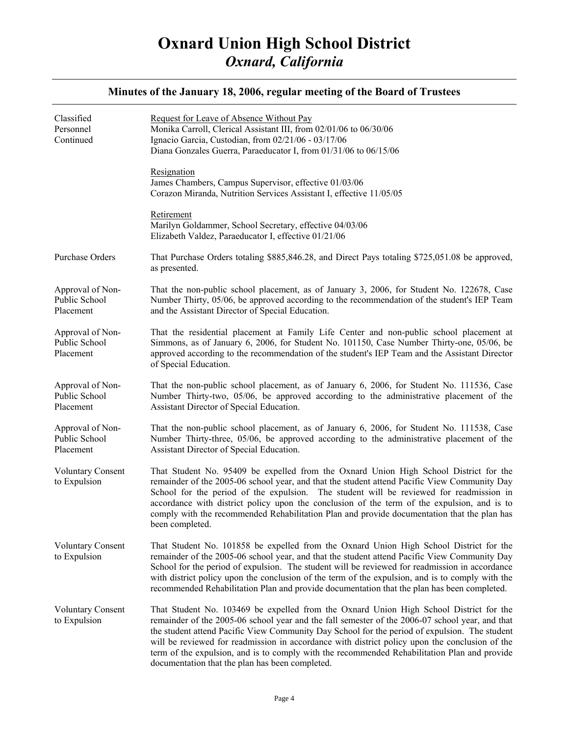# Oxnard Union High School District

## *Oxnard, California*

### Minutes of the January 18, 2006, regular meeting of the Board of Trustees

**Classified Personnel Continued**

Request for Leave of Absence Without Pay

Monika Carroll, Clerical Assistant III, from 02/01/06 to 06/30/06
Ignacio Garcia, Custodian, from 02/21/06 - 03/17/06
Diana Gonzales Guerra, Paraeducator I, from 01/31/06 to 06/15/06

Resignation

James Chambers, Campus Supervisor, effective 01/03/06
Corazon Miranda, Nutrition Services Assistant I, effective 11/05/05

Retirement

Marilyn Goldammer, School Secretary, effective 04/03/06
Elizabeth Valdez, Paraeducator I, effective 01/21/06

**Purchase Orders**

That Purchase Orders totaling $885,846.28, and Direct Pays totaling $725,051.08 be approved, as presented.

**Approval of Non-Public School Placement**

That the non-public school placement, as of January 3, 2006, for Student No. 122678, Case Number Thirty, 05/06, be approved according to the recommendation of the student's IEP Team and the Assistant Director of Special Education.

**Approval of Non-Public School Placement**

That the residential placement at Family Life Center and non-public school placement at Simmons, as of January 6, 2006, for Student No. 101150, Case Number Thirty-one, 05/06, be approved according to the recommendation of the student's IEP Team and the Assistant Director of Special Education.

**Approval of Non-Public School Placement**

That the non-public school placement, as of January 6, 2006, for Student No. 111536, Case Number Thirty-two, 05/06, be approved according to the administrative placement of the Assistant Director of Special Education.

**Approval of Non-Public School Placement**

That the non-public school placement, as of January 6, 2006, for Student No. 111538, Case Number Thirty-three, 05/06, be approved according to the administrative placement of the Assistant Director of Special Education.

**Voluntary Consent to Expulsion**

That Student No. 95409 be expelled from the Oxnard Union High School District for the remainder of the 2005-06 school year, and that the student attend Pacific View Community Day School for the period of the expulsion. The student will be reviewed for readmission in accordance with district policy upon the conclusion of the term of the expulsion, and is to comply with the recommended Rehabilitation Plan and provide documentation that the plan has been completed.

**Voluntary Consent to Expulsion**

That Student No. 101858 be expelled from the Oxnard Union High School District for the remainder of the 2005-06 school year, and that the student attend Pacific View Community Day School for the period of expulsion. The student will be reviewed for readmission in accordance with district policy upon the conclusion of the term of the expulsion, and is to comply with the recommended Rehabilitation Plan and provide documentation that the plan has been completed.

**Voluntary Consent to Expulsion**

That Student No. 103469 be expelled from the Oxnard Union High School District for the remainder of the 2005-06 school year and the fall semester of the 2006-07 school year, and that the student attend Pacific View Community Day School for the period of expulsion. The student will be reviewed for readmission in accordance with district policy upon the conclusion of the term of the expulsion, and is to comply with the recommended Rehabilitation Plan and provide documentation that the plan has been completed.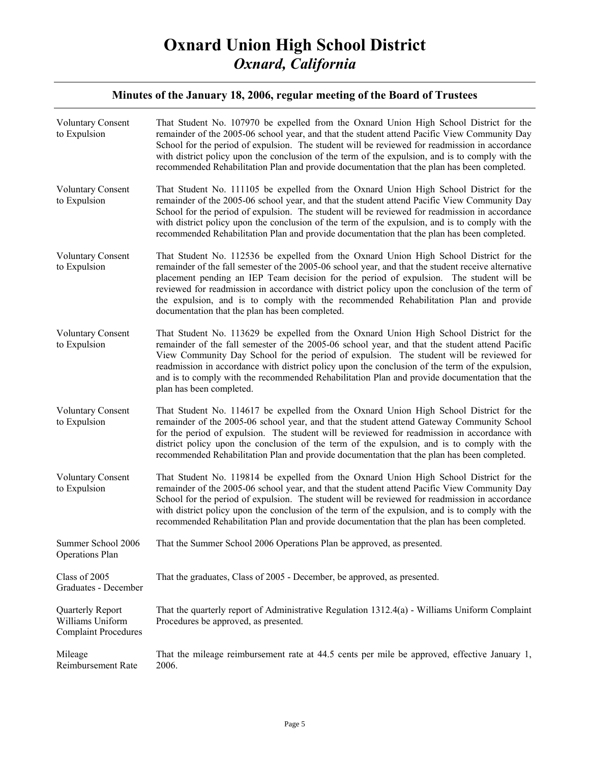# Oxnard Union High School District

## *Oxnard, California*

### Minutes of the January 18, 2006, regular meeting of the Board of Trustees

| | |
|---|---|
| Voluntary Consent to Expulsion | That Student No. 107970 be expelled from the Oxnard Union High School District for the remainder of the 2005-06 school year, and that the student attend Pacific View Community Day School for the period of expulsion. The student will be reviewed for readmission in accordance with district policy upon the conclusion of the term of the expulsion, and is to comply with the recommended Rehabilitation Plan and provide documentation that the plan has been completed. |
| Voluntary Consent to Expulsion | That Student No. 111105 be expelled from the Oxnard Union High School District for the remainder of the 2005-06 school year, and that the student attend Pacific View Community Day School for the period of expulsion. The student will be reviewed for readmission in accordance with district policy upon the conclusion of the term of the expulsion, and is to comply with the recommended Rehabilitation Plan and provide documentation that the plan has been completed. |
| Voluntary Consent to Expulsion | That Student No. 112536 be expelled from the Oxnard Union High School District for the remainder of the fall semester of the 2005-06 school year, and that the student receive alternative placement pending an IEP Team decision for the period of expulsion. The student will be reviewed for readmission in accordance with district policy upon the conclusion of the term of the expulsion, and is to comply with the recommended Rehabilitation Plan and provide documentation that the plan has been completed. |
| Voluntary Consent to Expulsion | That Student No. 113629 be expelled from the Oxnard Union High School District for the remainder of the fall semester of the 2005-06 school year, and that the student attend Pacific View Community Day School for the period of expulsion. The student will be reviewed for readmission in accordance with district policy upon the conclusion of the term of the expulsion, and is to comply with the recommended Rehabilitation Plan and provide documentation that the plan has been completed. |
| Voluntary Consent to Expulsion | That Student No. 114617 be expelled from the Oxnard Union High School District for the remainder of the 2005-06 school year, and that the student attend Gateway Community School for the period of expulsion. The student will be reviewed for readmission in accordance with district policy upon the conclusion of the term of the expulsion, and is to comply with the recommended Rehabilitation Plan and provide documentation that the plan has been completed. |
| Voluntary Consent to Expulsion | That Student No. 119814 be expelled from the Oxnard Union High School District for the remainder of the 2005-06 school year, and that the student attend Pacific View Community Day School for the period of expulsion. The student will be reviewed for readmission in accordance with district policy upon the conclusion of the term of the expulsion, and is to comply with the recommended Rehabilitation Plan and provide documentation that the plan has been completed. |
| Summer School 2006 Operations Plan | That the Summer School 2006 Operations Plan be approved, as presented. |
| Class of 2005 Graduates - December | That the graduates, Class of 2005 - December, be approved, as presented. |
| Quarterly Report Williams Uniform Complaint Procedures | That the quarterly report of Administrative Regulation 1312.4(a) - Williams Uniform Complaint Procedures be approved, as presented. |
| Mileage Reimbursement Rate | That the mileage reimbursement rate at 44.5 cents per mile be approved, effective January 1, 2006. |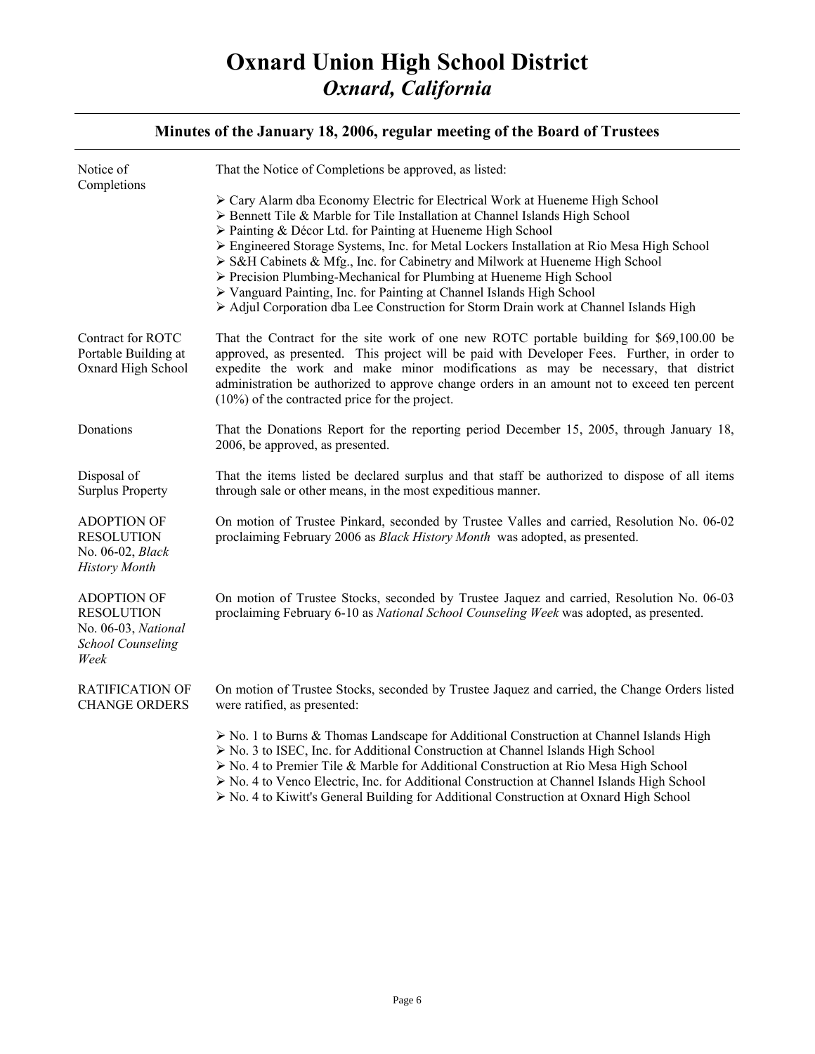# Oxnard Union High School District
## *Oxnard, California*

### Minutes of the January 18, 2006, regular meeting of the Board of Trustees

Notice of Completions

That the Notice of Completions be approved, as listed:

- Cary Alarm dba Economy Electric for Electrical Work at Hueneme High School
- Bennett Tile & Marble for Tile Installation at Channel Islands High School
- Painting & Décor Ltd. for Painting at Hueneme High School
- Engineered Storage Systems, Inc. for Metal Lockers Installation at Rio Mesa High School
- S&H Cabinets & Mfg., Inc. for Cabinetry and Milwork at Hueneme High School
- Precision Plumbing-Mechanical for Plumbing at Hueneme High School
- Vanguard Painting, Inc. for Painting at Channel Islands High School
- Adjul Corporation dba Lee Construction for Storm Drain work at Channel Islands High

Contract for ROTC Portable Building at Oxnard High School

That the Contract for the site work of one new ROTC portable building for $69,100.00 be approved, as presented. This project will be paid with Developer Fees. Further, in order to expedite the work and make minor modifications as may be necessary, that district administration be authorized to approve change orders in an amount not to exceed ten percent (10%) of the contracted price for the project.

Donations

That the Donations Report for the reporting period December 15, 2005, through January 18, 2006, be approved, as presented.

Disposal of Surplus Property

That the items listed be declared surplus and that staff be authorized to dispose of all items through sale or other means, in the most expeditious manner.

ADOPTION OF RESOLUTION No. 06-02, *Black History Month*

On motion of Trustee Pinkard, seconded by Trustee Valles and carried, Resolution No. 06-02 proclaiming February 2006 as *Black History Month* was adopted, as presented.

ADOPTION OF RESOLUTION No. 06-03, *National School Counseling Week*

On motion of Trustee Stocks, seconded by Trustee Jaquez and carried, Resolution No. 06-03 proclaiming February 6-10 as *National School Counseling Week* was adopted, as presented.

RATIFICATION OF CHANGE ORDERS

On motion of Trustee Stocks, seconded by Trustee Jaquez and carried, the Change Orders listed were ratified, as presented:

- No. 1 to Burns & Thomas Landscape for Additional Construction at Channel Islands High
- No. 3 to ISEC, Inc. for Additional Construction at Channel Islands High School
- No. 4 to Premier Tile & Marble for Additional Construction at Rio Mesa High School
- No. 4 to Venco Electric, Inc. for Additional Construction at Channel Islands High School
- No. 4 to Kiwitt's General Building for Additional Construction at Oxnard High School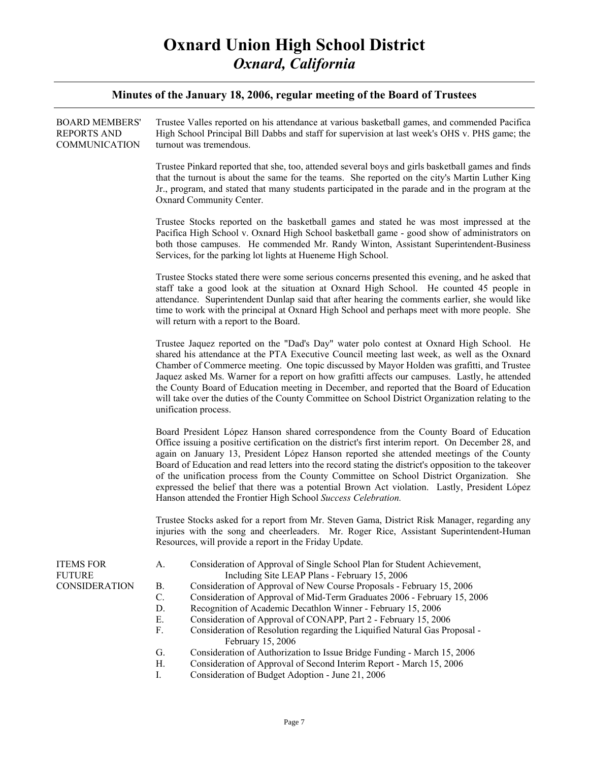# Oxnard Union High School District

## *Oxnard, California*

### Minutes of the January 18, 2006, regular meeting of the Board of Trustees

**BOARD MEMBERS' REPORTS AND COMMUNICATION**

Trustee Valles reported on his attendance at various basketball games, and commended Pacifica High School Principal Bill Dabbs and staff for supervision at last week's OHS v. PHS game; the turnout was tremendous.

Trustee Pinkard reported that she, too, attended several boys and girls basketball games and finds that the turnout is about the same for the teams. She reported on the city's Martin Luther King Jr., program, and stated that many students participated in the parade and in the program at the Oxnard Community Center.

Trustee Stocks reported on the basketball games and stated he was most impressed at the Pacifica High School v. Oxnard High School basketball game - good show of administrators on both those campuses. He commended Mr. Randy Winton, Assistant Superintendent-Business Services, for the parking lot lights at Hueneme High School.

Trustee Stocks stated there were some serious concerns presented this evening, and he asked that staff take a good look at the situation at Oxnard High School. He counted 45 people in attendance. Superintendent Dunlap said that after hearing the comments earlier, she would like time to work with the principal at Oxnard High School and perhaps meet with more people. She will return with a report to the Board.

Trustee Jaquez reported on the "Dad's Day" water polo contest at Oxnard High School. He shared his attendance at the PTA Executive Council meeting last week, as well as the Oxnard Chamber of Commerce meeting. One topic discussed by Mayor Holden was grafitti, and Trustee Jaquez asked Ms. Warner for a report on how grafitti affects our campuses. Lastly, he attended the County Board of Education meeting in December, and reported that the Board of Education will take over the duties of the County Committee on School District Organization relating to the unification process.

Board President López Hanson shared correspondence from the County Board of Education Office issuing a positive certification on the district's first interim report. On December 28, and again on January 13, President López Hanson reported she attended meetings of the County Board of Education and read letters into the record stating the district's opposition to the takeover of the unification process from the County Committee on School District Organization. She expressed the belief that there was a potential Brown Act violation. Lastly, President López Hanson attended the Frontier High School *Success Celebration.*

Trustee Stocks asked for a report from Mr. Steven Gama, District Risk Manager, regarding any injuries with the song and cheerleaders. Mr. Roger Rice, Assistant Superintendent-Human Resources, will provide a report in the Friday Update.

**ITEMS FOR FUTURE CONSIDERATION**

A. Consideration of Approval of Single School Plan for Student Achievement, Including Site LEAP Plans - February 15, 2006
B. Consideration of Approval of New Course Proposals - February 15, 2006
C. Consideration of Approval of Mid-Term Graduates 2006 - February 15, 2006
D. Recognition of Academic Decathlon Winner - February 15, 2006
E. Consideration of Approval of CONAPP, Part 2 - February 15, 2006
F. Consideration of Resolution regarding the Liquified Natural Gas Proposal - February 15, 2006
G. Consideration of Authorization to Issue Bridge Funding - March 15, 2006
H. Consideration of Approval of Second Interim Report - March 15, 2006
I. Consideration of Budget Adoption - June 21, 2006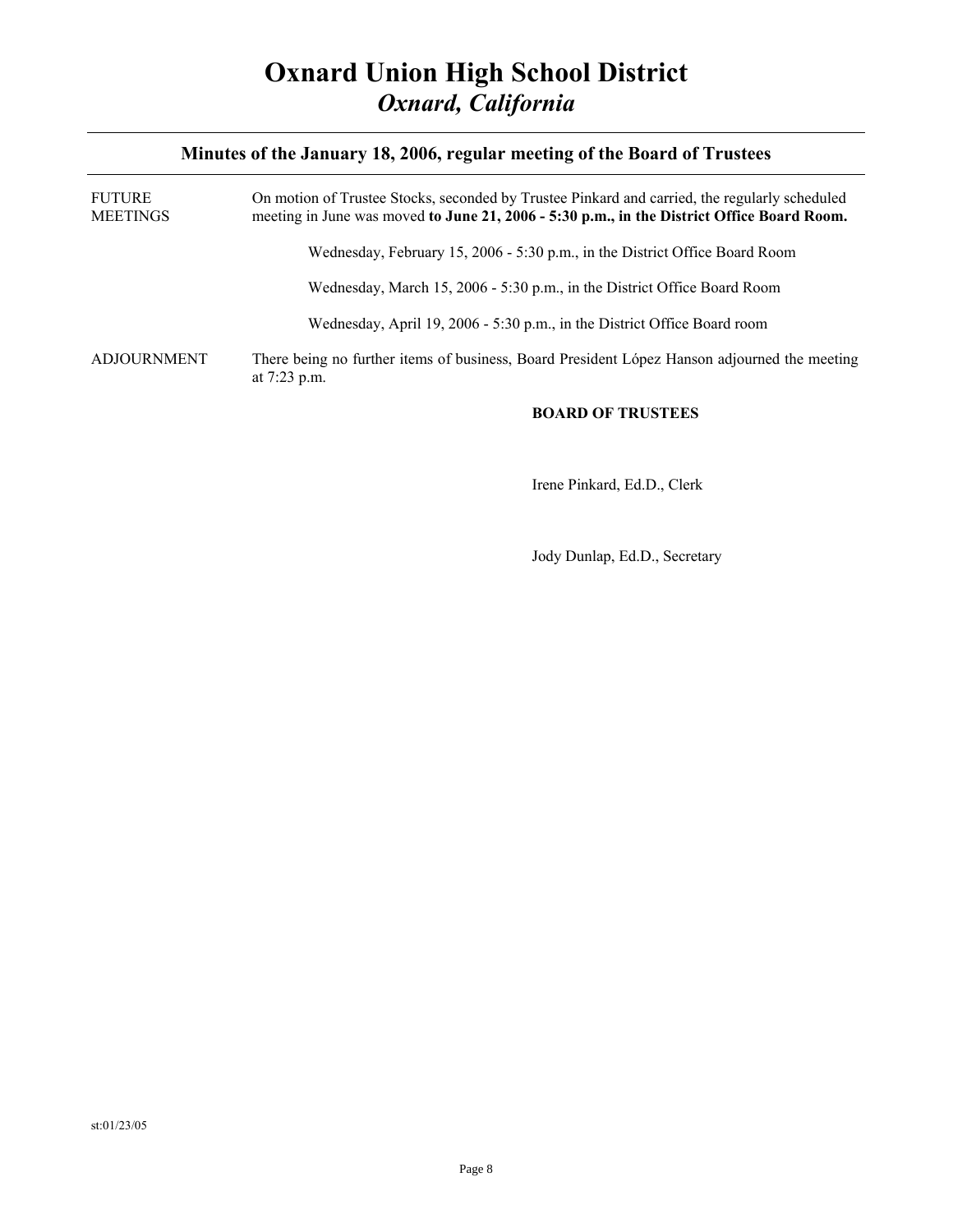# Oxnard Union High School District
## *Oxnard, California*

---

### Minutes of the January 18, 2006, regular meeting of the Board of Trustees

---

FUTURE MEETINGS

On motion of Trustee Stocks, seconded by Trustee Pinkard and carried, the regularly scheduled meeting in June was moved **to June 21, 2006 - 5:30 p.m., in the District Office Board Room.**

Wednesday, February 15, 2006 - 5:30 p.m., in the District Office Board Room

Wednesday, March 15, 2006 - 5:30 p.m., in the District Office Board Room

Wednesday, April 19, 2006 - 5:30 p.m., in the District Office Board room

ADJOURNMENT

There being no further items of business, Board President López Hanson adjourned the meeting at 7:23 p.m.

**BOARD OF TRUSTEES**

Irene Pinkard, Ed.D., Clerk

Jody Dunlap, Ed.D., Secretary

st:01/23/05